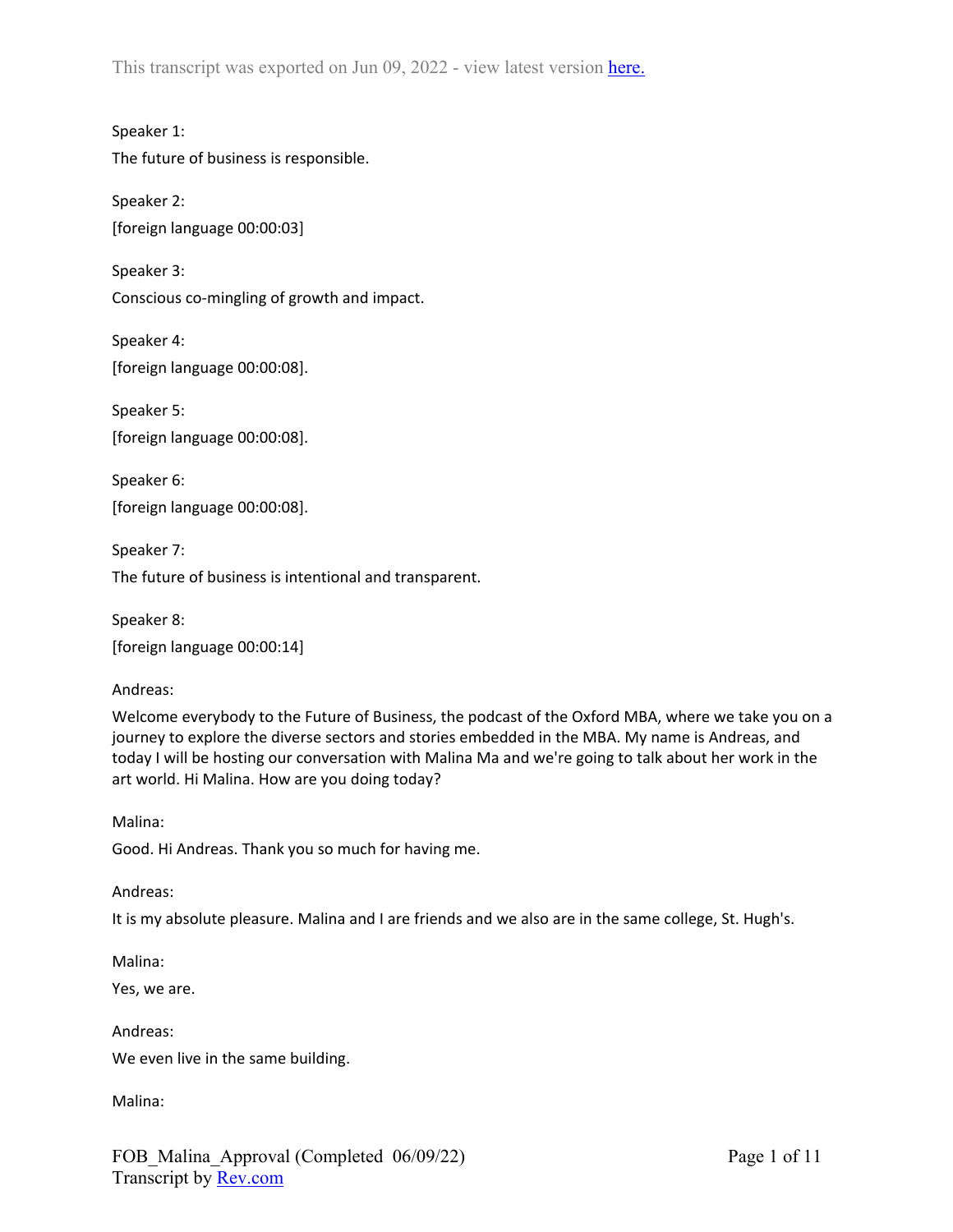This transcript was exported on Jun 09, 2022 - view latest version here.

Speaker 1:

The future of business is responsible.

Speaker 2:

[foreign language 00:00:03]

Speaker 3:

Conscious co-mingling of growth and impact.

Speaker 4:

[foreign language 00:00:08].

Speaker 5:

[foreign language 00:00:08].

Speaker 6:

[foreign language 00:00:08].

Speaker 7:

The future of business is intentional and transparent.

Speaker 8:

[foreign language 00:00:14]

Andreas:

Welcome everybody to the Future of Business, the podcast of the Oxford MBA, where we take you on a journey to explore the diverse sectors and stories embedded in the MBA. My name is Andreas, and today I will be hosting our conversation with Malina Ma and we're going to talk about her work in the art world. Hi Malina. How are you doing today?

Malina:

Good. Hi Andreas. Thank you so much for having me.

Andreas:

It is my absolute pleasure. Malina and I are friends and we also are in the same college, St. Hugh's.

Malina:

Yes, we are.

Andreas:

We even live in the same building.

Malina: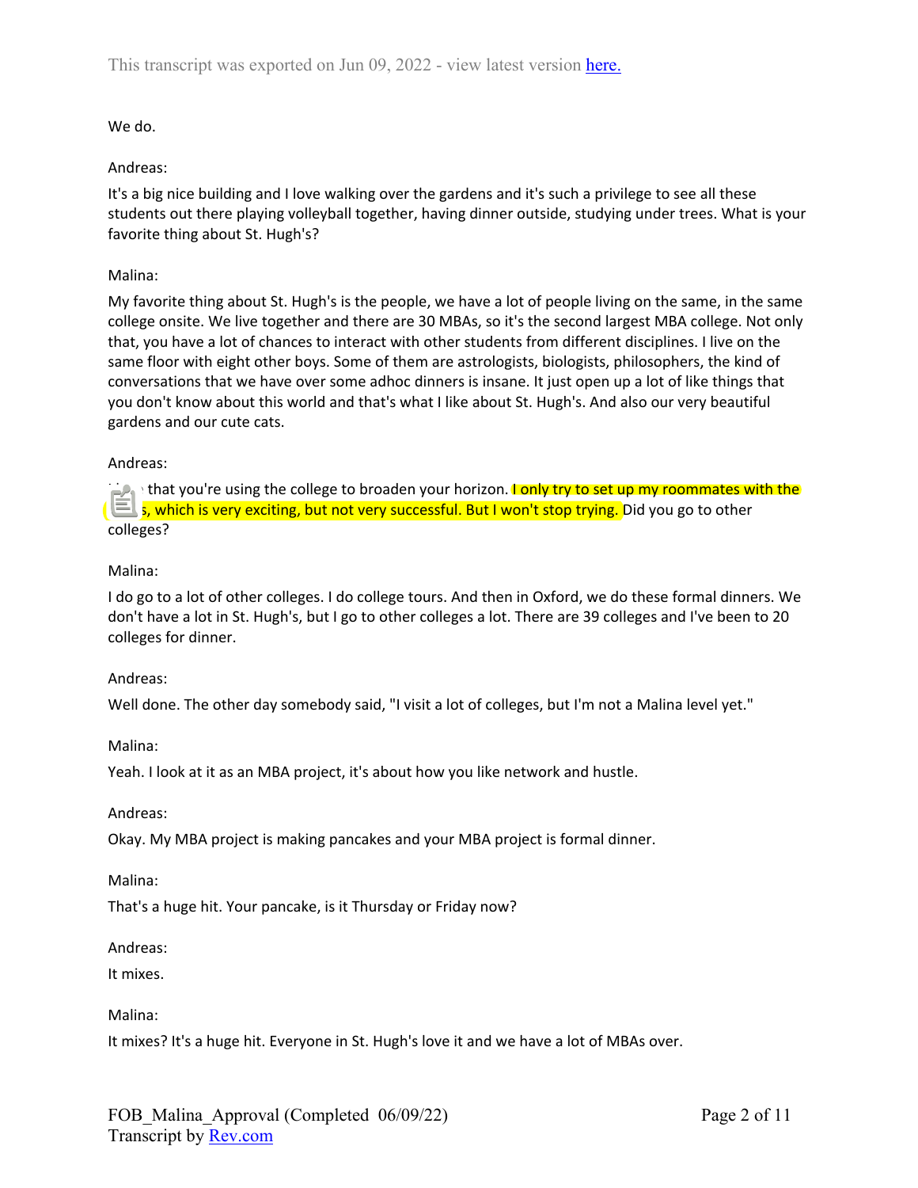We do.

Andreas:

It's a big nice building and I love walking over the gardens and it's such a privilege to see all these students out there playing volleyball together, having dinner outside, studying under trees. What is your favorite thing about St. Hugh's?

Malina:

My favorite thing about St. Hugh's is the people, we have a lot of people living on the same, in the same college onsite. We live together and there are 30 MBAs, so it's the second largest MBA college. Not only that, you have a lot of chances to interact with other students from different disciplines. I live on the same floor with eight other boys. Some of them are astrologists, biologists, philosophers, the kind of conversations that we have over some adhoc dinners is insane. It just open up a lot of like things that you don't know about this world and that's what I like about St. Hugh's. And also our very beautiful gardens and our cute cats.

Andreas:

... that you're using the college to broaden your horizon. I only try to set up my roommates with the ...s, which is very exciting, but not very successful. But I won't stop trying. Did you go to other colleges?

Malina:

I do go to a lot of other colleges. I do college tours. And then in Oxford, we do these formal dinners. We don't have a lot in St. Hugh's, but I go to other colleges a lot. There are 39 colleges and I've been to 20 colleges for dinner.

Andreas:

Well done. The other day somebody said, "I visit a lot of colleges, but I'm not a Malina level yet."

Malina:

Yeah. I look at it as an MBA project, it's about how you like network and hustle.

Andreas:

Okay. My MBA project is making pancakes and your MBA project is formal dinner.

Malina:

That's a huge hit. Your pancake, is it Thursday or Friday now?

Andreas:

It mixes.

Malina:

It mixes? It's a huge hit. Everyone in St. Hugh's love it and we have a lot of MBAs over.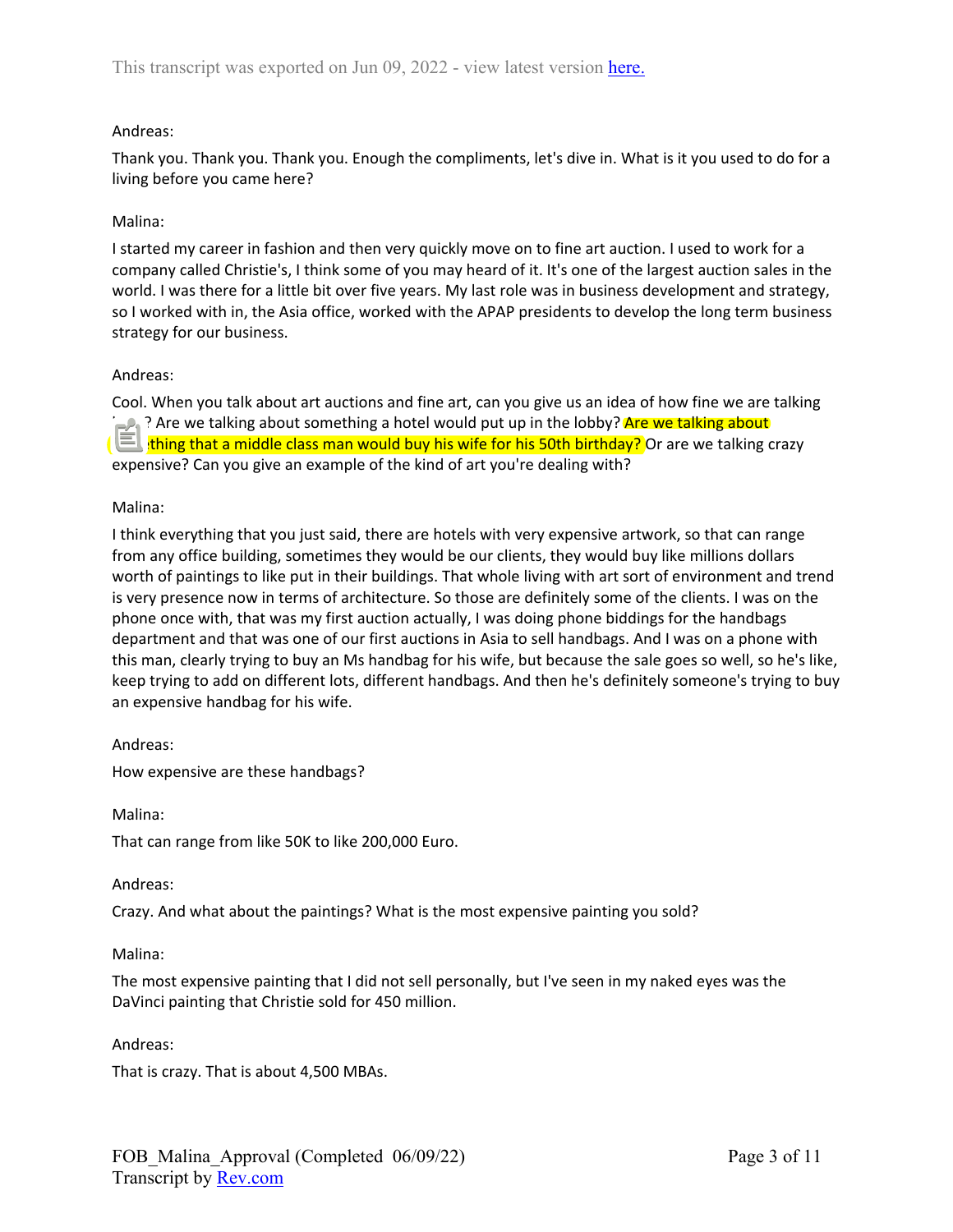This transcript was exported on Jun 09, 2022 - view latest version here.

Andreas:

Thank you. Thank you. Thank you. Enough the compliments, let's dive in. What is it you used to do for a living before you came here?

Malina:

I started my career in fashion and then very quickly move on to fine art auction. I used to work for a company called Christie's, I think some of you may heard of it. It's one of the largest auction sales in the world. I was there for a little bit over five years. My last role was in business development and strategy, so I worked with in, the Asia office, worked with the APAP presidents to develop the long term business strategy for our business.

Andreas:

Cool. When you talk about art auctions and fine art, can you give us an idea of how fine we are talking here? Are we talking about something a hotel would put up in the lobby? Are we talking about something that a middle class man would buy his wife for his 50th birthday? Or are we talking crazy expensive? Can you give an example of the kind of art you're dealing with?

Malina:

I think everything that you just said, there are hotels with very expensive artwork, so that can range from any office building, sometimes they would be our clients, they would buy like millions dollars worth of paintings to like put in their buildings. That whole living with art sort of environment and trend is very presence now in terms of architecture. So those are definitely some of the clients. I was on the phone once with, that was my first auction actually, I was doing phone biddings for the handbags department and that was one of our first auctions in Asia to sell handbags. And I was on a phone with this man, clearly trying to buy an Ms handbag for his wife, but because the sale goes so well, so he's like, keep trying to add on different lots, different handbags. And then he's definitely someone's trying to buy an expensive handbag for his wife.

Andreas:

How expensive are these handbags?

Malina:

That can range from like 50K to like 200,000 Euro.

Andreas:

Crazy. And what about the paintings? What is the most expensive painting you sold?

Malina:

The most expensive painting that I did not sell personally, but I've seen in my naked eyes was the DaVinci painting that Christie sold for 450 million.

Andreas:

That is crazy. That is about 4,500 MBAs.

FOB_Malina_Approval (Completed 06/09/22)
Transcript by Rev.com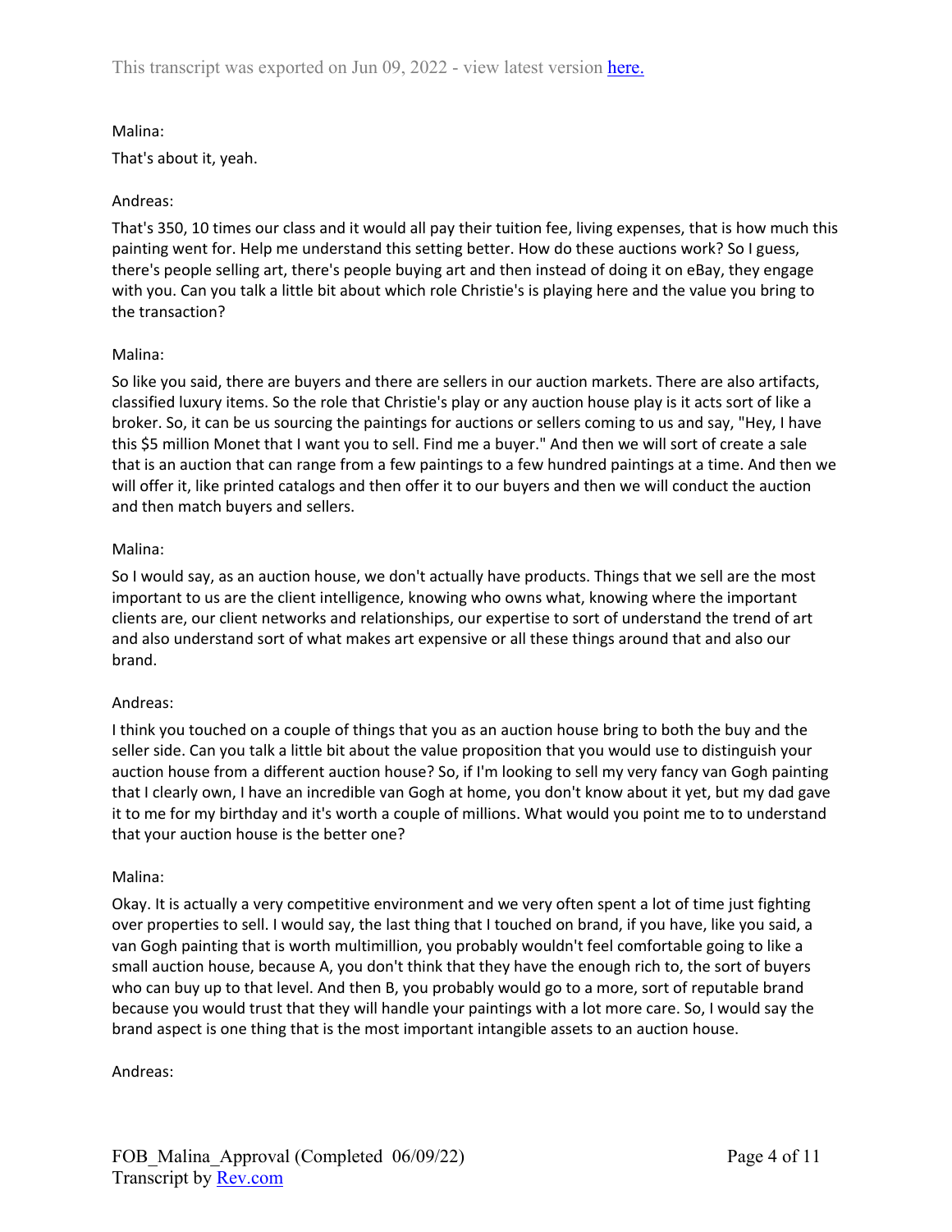Malina:

That's about it, yeah.

Andreas:

That's 350, 10 times our class and it would all pay their tuition fee, living expenses, that is how much this painting went for. Help me understand this setting better. How do these auctions work? So I guess, there's people selling art, there's people buying art and then instead of doing it on eBay, they engage with you. Can you talk a little bit about which role Christie's is playing here and the value you bring to the transaction?

Malina:

So like you said, there are buyers and there are sellers in our auction markets. There are also artifacts, classified luxury items. So the role that Christie's play or any auction house play is it acts sort of like a broker. So, it can be us sourcing the paintings for auctions or sellers coming to us and say, "Hey, I have this $5 million Monet that I want you to sell. Find me a buyer." And then we will sort of create a sale that is an auction that can range from a few paintings to a few hundred paintings at a time. And then we will offer it, like printed catalogs and then offer it to our buyers and then we will conduct the auction and then match buyers and sellers.

Malina:

So I would say, as an auction house, we don't actually have products. Things that we sell are the most important to us are the client intelligence, knowing who owns what, knowing where the important clients are, our client networks and relationships, our expertise to sort of understand the trend of art and also understand sort of what makes art expensive or all these things around that and also our brand.

Andreas:

I think you touched on a couple of things that you as an auction house bring to both the buy and the seller side. Can you talk a little bit about the value proposition that you would use to distinguish your auction house from a different auction house? So, if I'm looking to sell my very fancy van Gogh painting that I clearly own, I have an incredible van Gogh at home, you don't know about it yet, but my dad gave it to me for my birthday and it's worth a couple of millions. What would you point me to to understand that your auction house is the better one?

Malina:

Okay. It is actually a very competitive environment and we very often spent a lot of time just fighting over properties to sell. I would say, the last thing that I touched on brand, if you have, like you said, a van Gogh painting that is worth multimillion, you probably wouldn't feel comfortable going to like a small auction house, because A, you don't think that they have the enough rich to, the sort of buyers who can buy up to that level. And then B, you probably would go to a more, sort of reputable brand because you would trust that they will handle your paintings with a lot more care. So, I would say the brand aspect is one thing that is the most important intangible assets to an auction house.

Andreas: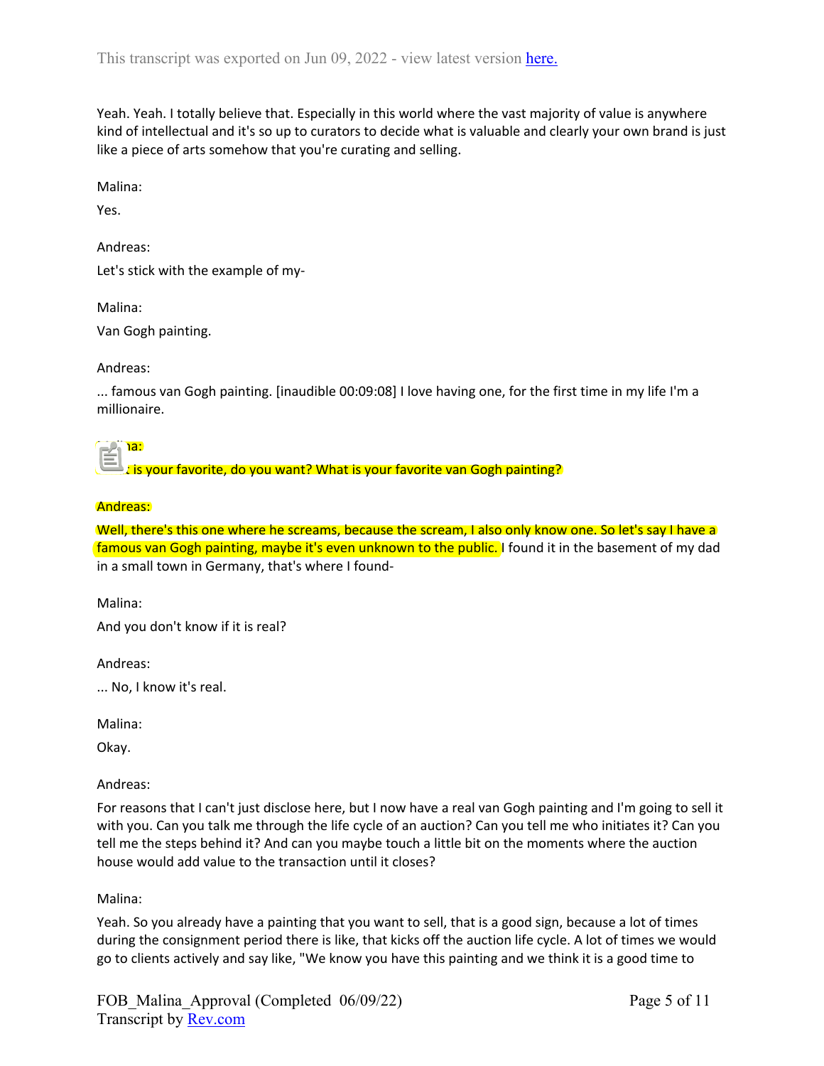Yeah. Yeah. I totally believe that. Especially in this world where the vast majority of value is anywhere kind of intellectual and it's so up to curators to decide what is valuable and clearly your own brand is just like a piece of arts somehow that you're curating and selling.

Malina:

Yes.

Andreas:

Let's stick with the example of my-

Malina:

Van Gogh painting.

Andreas:

... famous van Gogh painting. [inaudible 00:09:08] I love having one, for the first time in my life I'm a millionaire.

Malina:

What is your favorite, do you want? What is your favorite van Gogh painting?

Andreas:

Well, there's this one where he screams, because the scream, I also only know one. So let's say I have a famous van Gogh painting, maybe it's even unknown to the public. I found it in the basement of my dad in a small town in Germany, that's where I found-

Malina:

And you don't know if it is real?

Andreas:

... No, I know it's real.

Malina:

Okay.

Andreas:

For reasons that I can't just disclose here, but I now have a real van Gogh painting and I'm going to sell it with you. Can you talk me through the life cycle of an auction? Can you tell me who initiates it? Can you tell me the steps behind it? And can you maybe touch a little bit on the moments where the auction house would add value to the transaction until it closes?

Malina:

Yeah. So you already have a painting that you want to sell, that is a good sign, because a lot of times during the consignment period there is like, that kicks off the auction life cycle. A lot of times we would go to clients actively and say like, "We know you have this painting and we think it is a good time to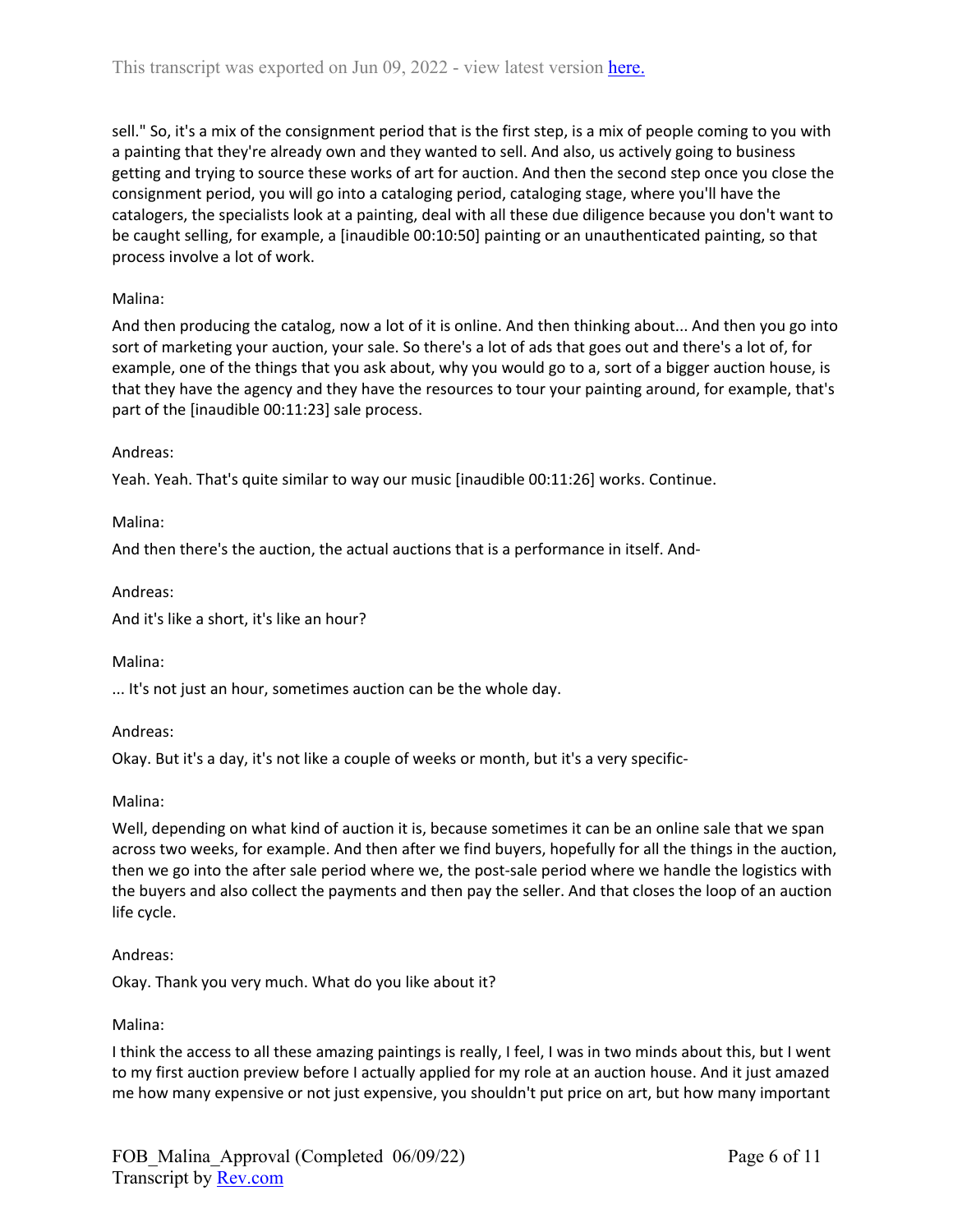sell." So, it's a mix of the consignment period that is the first step, is a mix of people coming to you with a painting that they're already own and they wanted to sell. And also, us actively going to business getting and trying to source these works of art for auction. And then the second step once you close the consignment period, you will go into a cataloging period, cataloging stage, where you'll have the catalogers, the specialists look at a painting, deal with all these due diligence because you don't want to be caught selling, for example, a [inaudible 00:10:50] painting or an unauthenticated painting, so that process involve a lot of work.

Malina:

And then producing the catalog, now a lot of it is online. And then thinking about... And then you go into sort of marketing your auction, your sale. So there's a lot of ads that goes out and there's a lot of, for example, one of the things that you ask about, why you would go to a, sort of a bigger auction house, is that they have the agency and they have the resources to tour your painting around, for example, that's part of the [inaudible 00:11:23] sale process.

Andreas:

Yeah. Yeah. That's quite similar to way our music [inaudible 00:11:26] works. Continue.

Malina:

And then there's the auction, the actual auctions that is a performance in itself. And-

Andreas:

And it's like a short, it's like an hour?

Malina:

... It's not just an hour, sometimes auction can be the whole day.

Andreas:

Okay. But it's a day, it's not like a couple of weeks or month, but it's a very specific-

Malina:

Well, depending on what kind of auction it is, because sometimes it can be an online sale that we span across two weeks, for example. And then after we find buyers, hopefully for all the things in the auction, then we go into the after sale period where we, the post-sale period where we handle the logistics with the buyers and also collect the payments and then pay the seller. And that closes the loop of an auction life cycle.

Andreas:

Okay. Thank you very much. What do you like about it?

Malina:

I think the access to all these amazing paintings is really, I feel, I was in two minds about this, but I went to my first auction preview before I actually applied for my role at an auction house. And it just amazed me how many expensive or not just expensive, you shouldn't put price on art, but how many important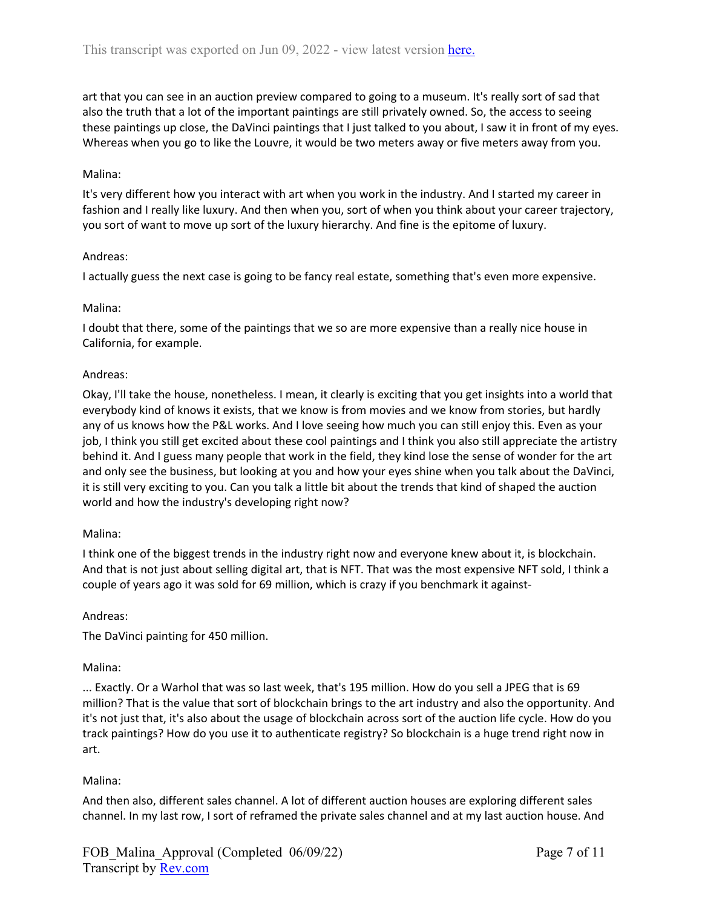art that you can see in an auction preview compared to going to a museum. It's really sort of sad that also the truth that a lot of the important paintings are still privately owned. So, the access to seeing these paintings up close, the DaVinci paintings that I just talked to you about, I saw it in front of my eyes. Whereas when you go to like the Louvre, it would be two meters away or five meters away from you.

Malina:

It's very different how you interact with art when you work in the industry. And I started my career in fashion and I really like luxury. And then when you, sort of when you think about your career trajectory, you sort of want to move up sort of the luxury hierarchy. And fine is the epitome of luxury.

Andreas:

I actually guess the next case is going to be fancy real estate, something that's even more expensive.

Malina:

I doubt that there, some of the paintings that we so are more expensive than a really nice house in California, for example.

Andreas:

Okay, I'll take the house, nonetheless. I mean, it clearly is exciting that you get insights into a world that everybody kind of knows it exists, that we know is from movies and we know from stories, but hardly any of us knows how the P&L works. And I love seeing how much you can still enjoy this. Even as your job, I think you still get excited about these cool paintings and I think you also still appreciate the artistry behind it. And I guess many people that work in the field, they kind lose the sense of wonder for the art and only see the business, but looking at you and how your eyes shine when you talk about the DaVinci, it is still very exciting to you. Can you talk a little bit about the trends that kind of shaped the auction world and how the industry's developing right now?

Malina:

I think one of the biggest trends in the industry right now and everyone knew about it, is blockchain. And that is not just about selling digital art, that is NFT. That was the most expensive NFT sold, I think a couple of years ago it was sold for 69 million, which is crazy if you benchmark it against-

Andreas:

The DaVinci painting for 450 million.

Malina:

... Exactly. Or a Warhol that was so last week, that's 195 million. How do you sell a JPEG that is 69 million? That is the value that sort of blockchain brings to the art industry and also the opportunity. And it's not just that, it's also about the usage of blockchain across sort of the auction life cycle. How do you track paintings? How do you use it to authenticate registry? So blockchain is a huge trend right now in art.

Malina:

And then also, different sales channel. A lot of different auction houses are exploring different sales channel. In my last row, I sort of reframed the private sales channel and at my last auction house. And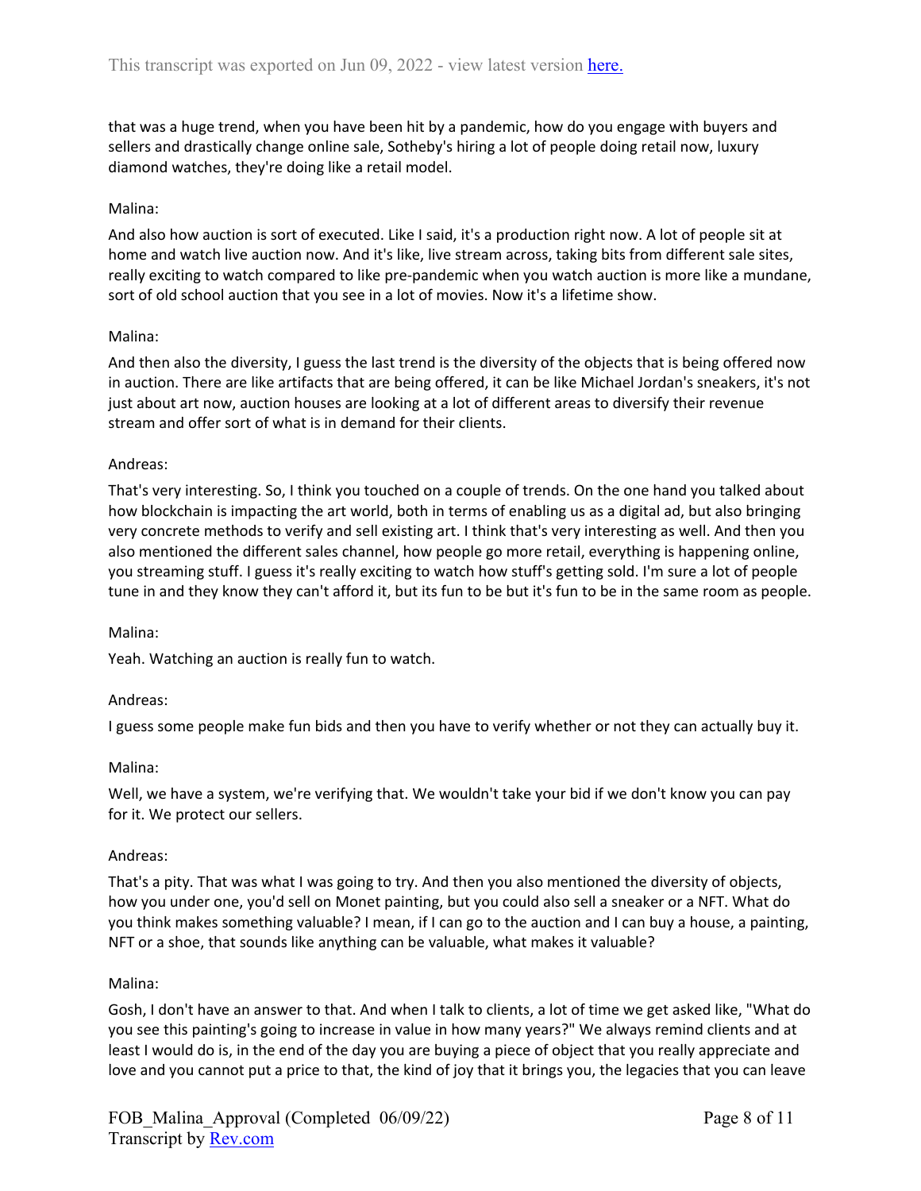that was a huge trend, when you have been hit by a pandemic, how do you engage with buyers and sellers and drastically change online sale, Sotheby's hiring a lot of people doing retail now, luxury diamond watches, they're doing like a retail model.

Malina:

And also how auction is sort of executed. Like I said, it's a production right now. A lot of people sit at home and watch live auction now. And it's like, live stream across, taking bits from different sale sites, really exciting to watch compared to like pre-pandemic when you watch auction is more like a mundane, sort of old school auction that you see in a lot of movies. Now it's a lifetime show.

Malina:

And then also the diversity, I guess the last trend is the diversity of the objects that is being offered now in auction. There are like artifacts that are being offered, it can be like Michael Jordan's sneakers, it's not just about art now, auction houses are looking at a lot of different areas to diversify their revenue stream and offer sort of what is in demand for their clients.

Andreas:

That's very interesting. So, I think you touched on a couple of trends. On the one hand you talked about how blockchain is impacting the art world, both in terms of enabling us as a digital ad, but also bringing very concrete methods to verify and sell existing art. I think that's very interesting as well. And then you also mentioned the different sales channel, how people go more retail, everything is happening online, you streaming stuff. I guess it's really exciting to watch how stuff's getting sold. I'm sure a lot of people tune in and they know they can't afford it, but its fun to be but it's fun to be in the same room as people.

Malina:

Yeah. Watching an auction is really fun to watch.

Andreas:

I guess some people make fun bids and then you have to verify whether or not they can actually buy it.

Malina:

Well, we have a system, we're verifying that. We wouldn't take your bid if we don't know you can pay for it. We protect our sellers.

Andreas:

That's a pity. That was what I was going to try. And then you also mentioned the diversity of objects, how you under one, you'd sell on Monet painting, but you could also sell a sneaker or a NFT. What do you think makes something valuable? I mean, if I can go to the auction and I can buy a house, a painting, NFT or a shoe, that sounds like anything can be valuable, what makes it valuable?

Malina:

Gosh, I don't have an answer to that. And when I talk to clients, a lot of time we get asked like, "What do you see this painting's going to increase in value in how many years?" We always remind clients and at least I would do is, in the end of the day you are buying a piece of object that you really appreciate and love and you cannot put a price to that, the kind of joy that it brings you, the legacies that you can leave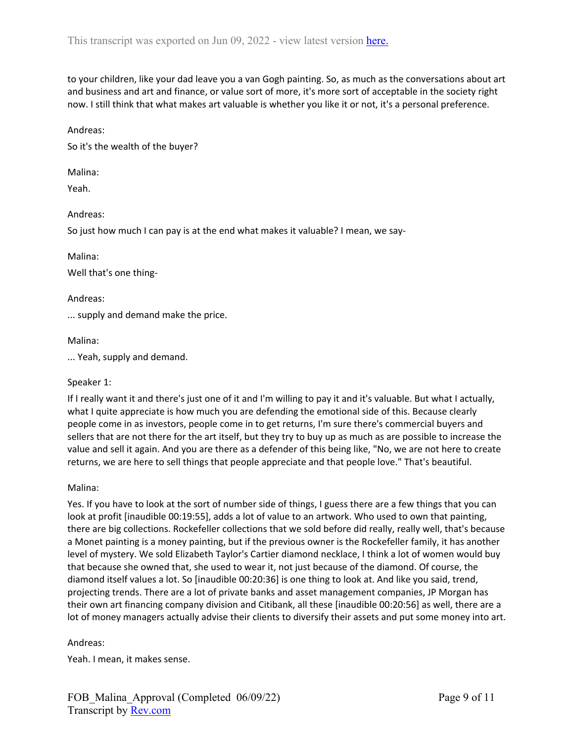to your children, like your dad leave you a van Gogh painting. So, as much as the conversations about art and business and art and finance, or value sort of more, it's more sort of acceptable in the society right now. I still think that what makes art valuable is whether you like it or not, it's a personal preference.

Andreas:

So it's the wealth of the buyer?

Malina:

Yeah.

Andreas:

So just how much I can pay is at the end what makes it valuable? I mean, we say-

Malina:

Well that's one thing-

Andreas:

... supply and demand make the price.

Malina:

... Yeah, supply and demand.

Speaker 1:

If I really want it and there's just one of it and I'm willing to pay it and it's valuable. But what I actually, what I quite appreciate is how much you are defending the emotional side of this. Because clearly people come in as investors, people come in to get returns, I'm sure there's commercial buyers and sellers that are not there for the art itself, but they try to buy up as much as are possible to increase the value and sell it again. And you are there as a defender of this being like, "No, we are not here to create returns, we are here to sell things that people appreciate and that people love." That's beautiful.

Malina:

Yes. If you have to look at the sort of number side of things, I guess there are a few things that you can look at profit [inaudible 00:19:55], adds a lot of value to an artwork. Who used to own that painting, there are big collections. Rockefeller collections that we sold before did really, really well, that's because a Monet painting is a money painting, but if the previous owner is the Rockefeller family, it has another level of mystery. We sold Elizabeth Taylor's Cartier diamond necklace, I think a lot of women would buy that because she owned that, she used to wear it, not just because of the diamond. Of course, the diamond itself values a lot. So [inaudible 00:20:36] is one thing to look at. And like you said, trend, projecting trends. There are a lot of private banks and asset management companies, JP Morgan has their own art financing company division and Citibank, all these [inaudible 00:20:56] as well, there are a lot of money managers actually advise their clients to diversify their assets and put some money into art.

Andreas:

Yeah. I mean, it makes sense.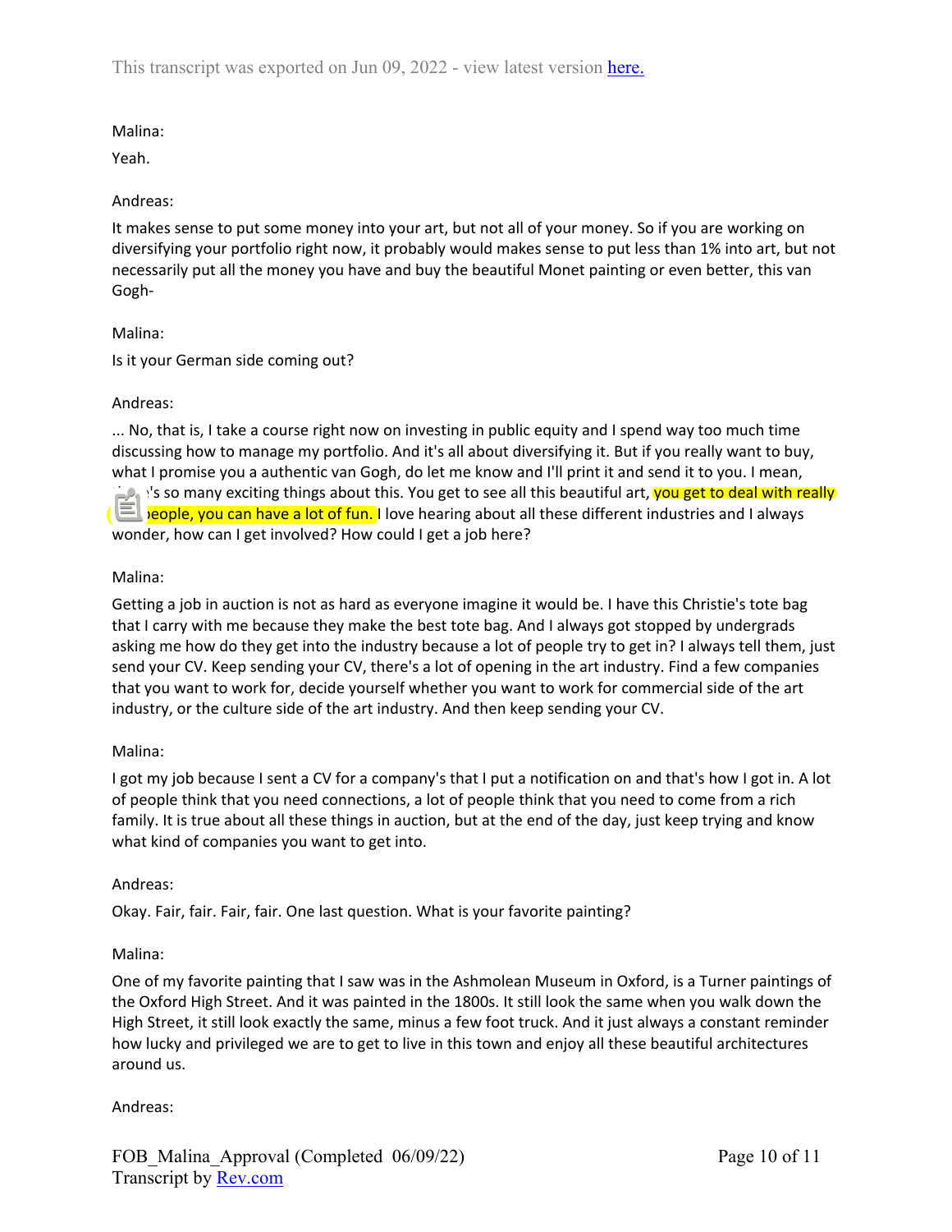This transcript was exported on Jun 09, 2022 - view latest version [here.](#)

Malina:

Yeah.

Andreas:

It makes sense to put some money into your art, but not all of your money. So if you are working on diversifying your portfolio right now, it probably would makes sense to put less than 1% into art, but not necessarily put all the money you have and buy the beautiful Monet painting or even better, this van Gogh-

Malina:

Is it your German side coming out?

Andreas:

... No, that is, I take a course right now on investing in public equity and I spend way too much time discussing how to manage my portfolio. And it's all about diversifying it. But if you really want to buy, what I promise you a authentic van Gogh, do let me know and I'll print it and send it to you. I mean, there's so many exciting things about this. You get to see all this beautiful art, you get to deal with really (... )eople, you can have a lot of fun. I love hearing about all these different industries and I always wonder, how can I get involved? How could I get a job here?

Malina:

Getting a job in auction is not as hard as everyone imagine it would be. I have this Christie's tote bag that I carry with me because they make the best tote bag. And I always got stopped by undergrads asking me how do they get into the industry because a lot of people try to get in? I always tell them, just send your CV. Keep sending your CV, there's a lot of opening in the art industry. Find a few companies that you want to work for, decide yourself whether you want to work for commercial side of the art industry, or the culture side of the art industry. And then keep sending your CV.

Malina:

I got my job because I sent a CV for a company's that I put a notification on and that's how I got in. A lot of people think that you need connections, a lot of people think that you need to come from a rich family. It is true about all these things in auction, but at the end of the day, just keep trying and know what kind of companies you want to get into.

Andreas:

Okay. Fair, fair. Fair, fair. One last question. What is your favorite painting?

Malina:

One of my favorite painting that I saw was in the Ashmolean Museum in Oxford, is a Turner paintings of the Oxford High Street. And it was painted in the 1800s. It still look the same when you walk down the High Street, it still look exactly the same, minus a few foot truck. And it just always a constant reminder how lucky and privileged we are to get to live in this town and enjoy all these beautiful architectures around us.

Andreas:

FOB_Malina_Approval (Completed 06/09/22)
Transcript by [Rev.com](#)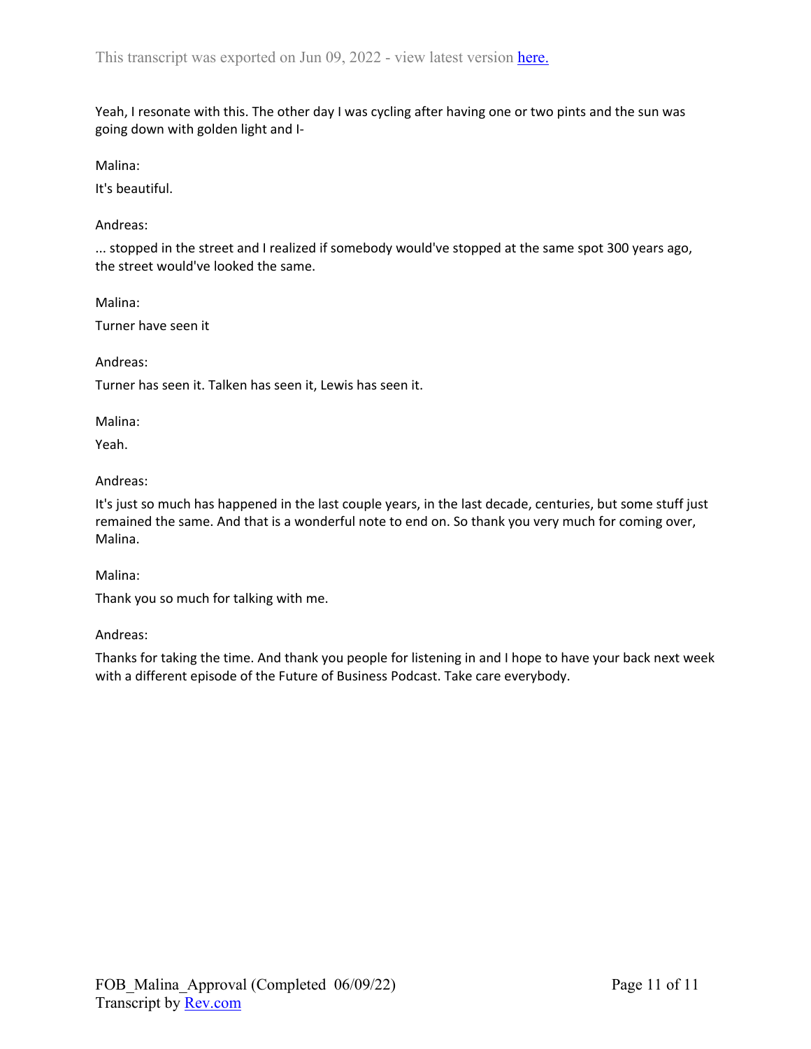Yeah, I resonate with this. The other day I was cycling after having one or two pints and the sun was going down with golden light and I-

Malina:

It's beautiful.

Andreas:

... stopped in the street and I realized if somebody would've stopped at the same spot 300 years ago, the street would've looked the same.

Malina:

Turner have seen it

Andreas:

Turner has seen it. Talken has seen it, Lewis has seen it.

Malina:

Yeah.

Andreas:

It's just so much has happened in the last couple years, in the last decade, centuries, but some stuff just remained the same. And that is a wonderful note to end on. So thank you very much for coming over, Malina.

Malina:

Thank you so much for talking with me.

Andreas:

Thanks for taking the time. And thank you people for listening in and I hope to have your back next week with a different episode of the Future of Business Podcast. Take care everybody.